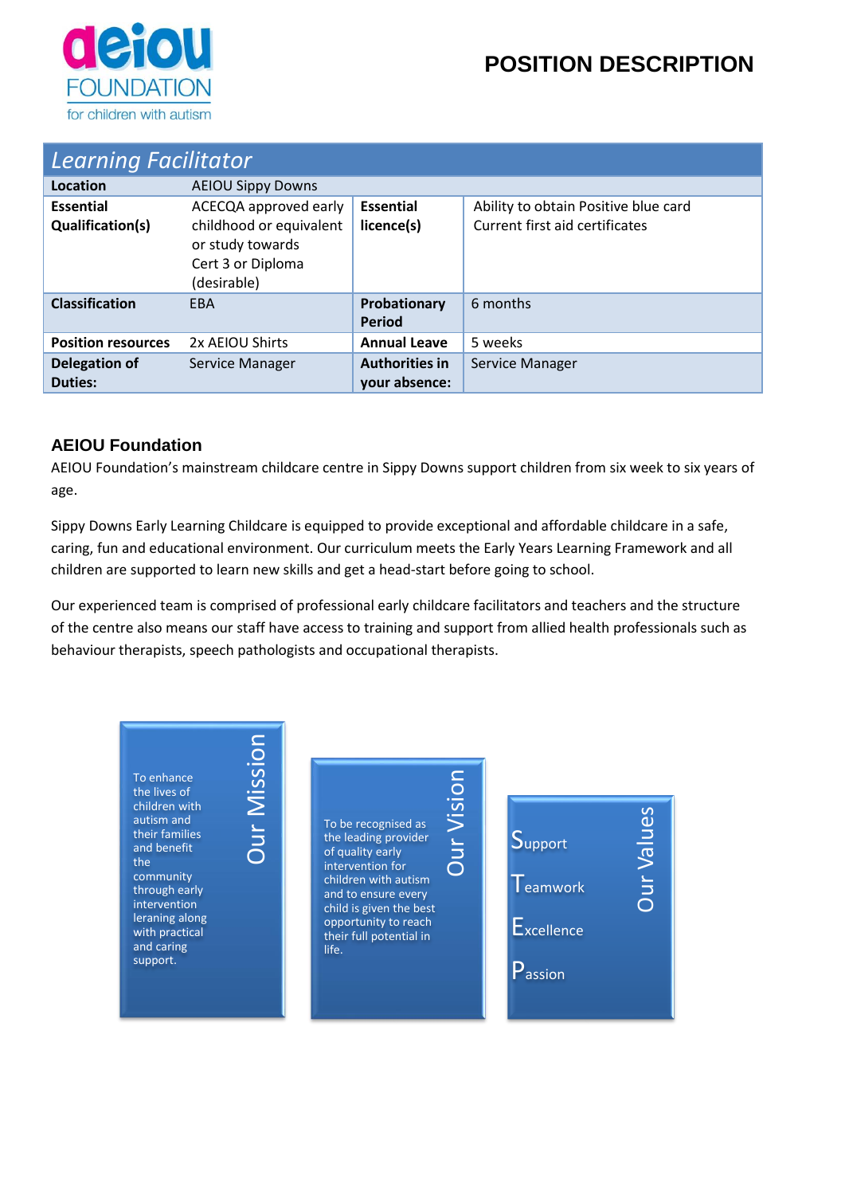# POSITION DESCRIPTION

## *Learning Facilitator*

| | | | |
|---|---|---|---|
| **Location** | AEIOU Sippy Downs | | |
| **Essential Qualification(s)** | ACECQA approved early childhood or equivalent or study towards Cert 3 or Diploma (desirable) | **Essential licence(s)** | Ability to obtain Positive blue card<br>Current first aid certificates |
| **Classification** | EBA | **Probationary Period** | 6 months |
| **Position resources** | 2x AEIOU Shirts | **Annual Leave** | 5 weeks |
| **Delegation of Duties:** | Service Manager | **Authorities in your absence:** | Service Manager |

### AEIOU Foundation

AEIOU Foundation's mainstream childcare centre in Sippy Downs support children from six week to six years of age.

Sippy Downs Early Learning Childcare is equipped to provide exceptional and affordable childcare in a safe, caring, fun and educational environment. Our curriculum meets the Early Years Learning Framework and all children are supported to learn new skills and get a head-start before going to school.

Our experienced team is comprised of professional early childcare facilitators and teachers and the structure of the centre also means our staff have access to training and support from allied health professionals such as behaviour therapists, speech pathologists and occupational therapists.

**Our Mission**

To enhance the lives of children with autism and their families and benefit the community through early intervention leraning along with practical and caring support.

**Our Vision**

To be recognised as the leading provider of quality early intervention for children with autism and to ensure every child is given the best opportunity to reach their full potential in life.

**Our Values**

- Support
- Teamwork
- Excellence
- Passion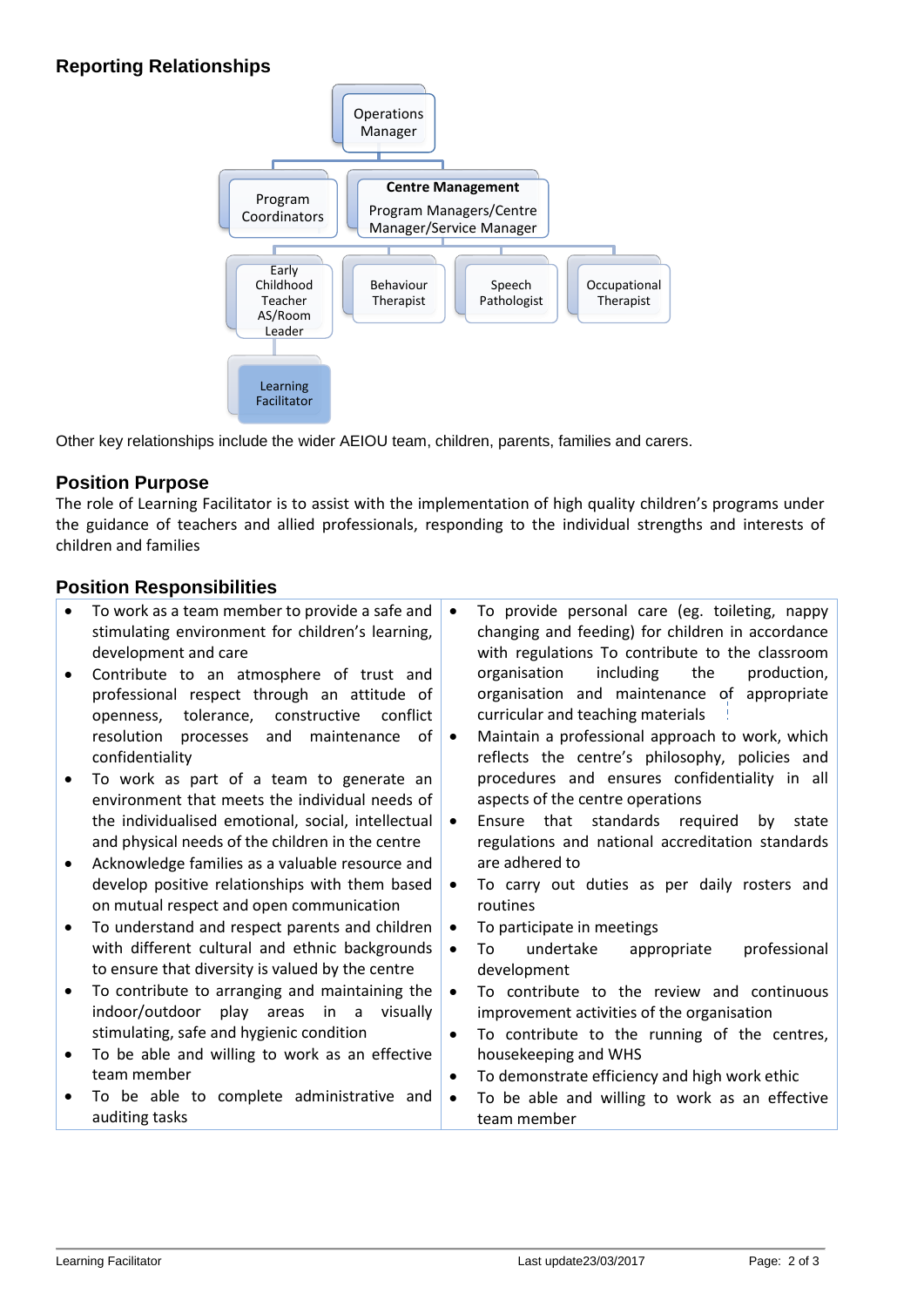## Reporting Relationships

- Operations Manager
  - Program Coordinators
  - Centre Management: Program Managers/Centre Manager/Service Manager
    - Early Childhood Teacher AS/Room Leader
      - Learning Facilitator
    - Behaviour Therapist
    - Speech Pathologist
    - Occupational Therapist

Other key relationships include the wider AEIOU team, children, parents, families and carers.

## Position Purpose

The role of Learning Facilitator is to assist with the implementation of high quality children's programs under the guidance of teachers and allied professionals, responding to the individual strengths and interests of children and families

## Position Responsibilities

- To work as a team member to provide a safe and stimulating environment for children's learning, development and care
- Contribute to an atmosphere of trust and professional respect through an attitude of openness, tolerance, constructive conflict resolution processes and maintenance of confidentiality
- To work as part of a team to generate an environment that meets the individual needs of the individualised emotional, social, intellectual and physical needs of the children in the centre
- Acknowledge families as a valuable resource and develop positive relationships with them based on mutual respect and open communication
- To understand and respect parents and children with different cultural and ethnic backgrounds to ensure that diversity is valued by the centre
- To contribute to arranging and maintaining the indoor/outdoor play areas in a visually stimulating, safe and hygienic condition
- To be able and willing to work as an effective team member
- To be able to complete administrative and auditing tasks
- To provide personal care (eg. toileting, nappy changing and feeding) for children in accordance with regulations To contribute to the classroom organisation including the production, organisation and maintenance of appropriate curricular and teaching materials
- Maintain a professional approach to work, which reflects the centre's philosophy, policies and procedures and ensures confidentiality in all aspects of the centre operations
- Ensure that standards required by state regulations and national accreditation standards are adhered to
- To carry out duties as per daily rosters and routines
- To participate in meetings
- To undertake appropriate professional development
- To contribute to the review and continuous improvement activities of the organisation
- To contribute to the running of the centres, housekeeping and WHS
- To demonstrate efficiency and high work ethic
- To be able and willing to work as an effective team member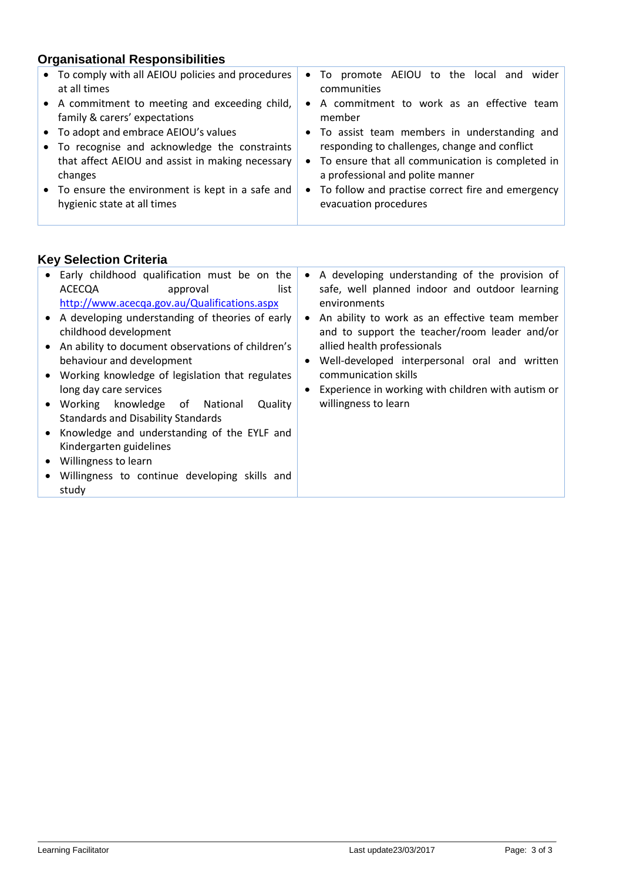## Organisational Responsibilities

- To comply with all AEIOU policies and procedures at all times
- A commitment to meeting and exceeding child, family & carers' expectations
- To adopt and embrace AEIOU's values
- To recognise and acknowledge the constraints that affect AEIOU and assist in making necessary changes
- To ensure the environment is kept in a safe and hygienic state at all times
- To promote AEIOU to the local and wider communities
- A commitment to work as an effective team member
- To assist team members in understanding and responding to challenges, change and conflict
- To ensure that all communication is completed in a professional and polite manner
- To follow and practise correct fire and emergency evacuation procedures

## Key Selection Criteria

- Early childhood qualification must be on the ACECQA approval list http://www.acecqa.gov.au/Qualifications.aspx
- A developing understanding of theories of early childhood development
- An ability to document observations of children's behaviour and development
- Working knowledge of legislation that regulates long day care services
- Working knowledge of National Quality Standards and Disability Standards
- Knowledge and understanding of the EYLF and Kindergarten guidelines
- Willingness to learn
- Willingness to continue developing skills and study
- A developing understanding of the provision of safe, well planned indoor and outdoor learning environments
- An ability to work as an effective team member and to support the teacher/room leader and/or allied health professionals
- Well-developed interpersonal oral and written communication skills
- Experience in working with children with autism or willingness to learn